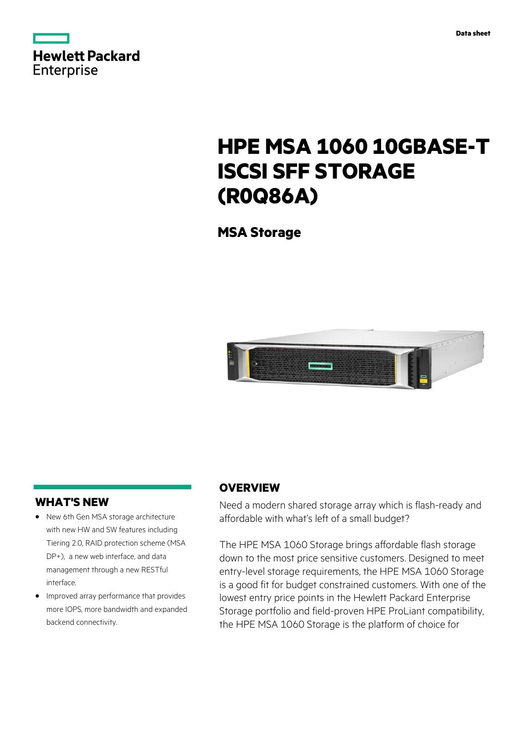Data sheet

# HPE MSA 1060 10GBASE-T ISCSI SFF STORAGE (R0Q86A)

## MSA Storage

## WHAT'S NEW

- New 6th Gen MSA storage architecture with new HW and SW features including Tiering 2.0, RAID protection scheme (MSA DP+), a new web interface, and data management through a new RESTful interface.
- Improved array performance that provides more IOPS, more bandwidth and expanded backend connectivity.

## OVERVIEW

Need a modern shared storage array which is flash-ready and affordable with what's left of a small budget?

The HPE MSA 1060 Storage brings affordable flash storage down to the most price sensitive customers. Designed to meet entry-level storage requirements, the HPE MSA 1060 Storage is a good fit for budget constrained customers. With one of the lowest entry price points in the Hewlett Packard Enterprise Storage portfolio and field-proven HPE ProLiant compatibility, the HPE MSA 1060 Storage is the platform of choice for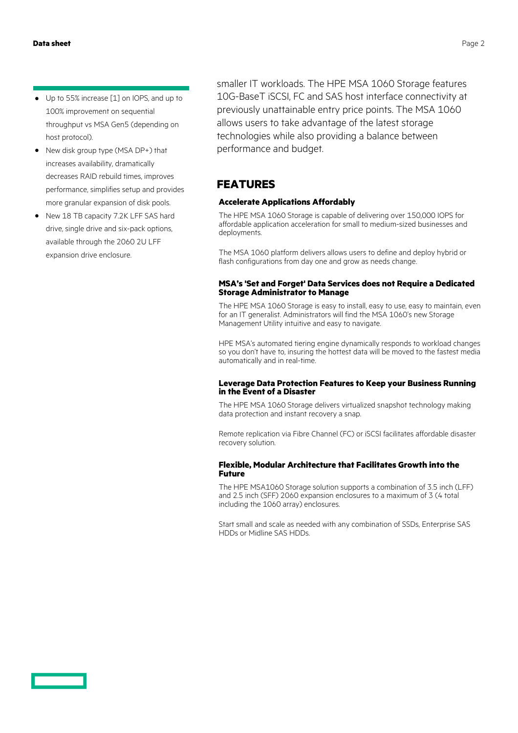- Up to 55% increase [1] on IOPS, and up to 100% improvement on sequential throughput vs MSA Gen5 (depending on host protocol).
- New disk group type (MSA DP+) that increases availability, dramatically decreases RAID rebuild times, improves performance, simplifies setup and provides more granular expansion of disk pools.
- New 18 TB capacity 7.2K LFF SAS hard drive, single drive and six-pack options, available through the 2060 2U LFF expansion drive enclosure.

smaller IT workloads. The HPE MSA 1060 Storage features 10G-BaseT iSCSI, FC and SAS host interface connectivity at previously unattainable entry price points. The MSA 1060 allows users to take advantage of the latest storage technologies while also providing a balance between performance and budget.

## FEATURES

### Accelerate Applications Affordably

The HPE MSA 1060 Storage is capable of delivering over 150,000 IOPS for affordable application acceleration for small to medium-sized businesses and deployments.

The MSA 1060 platform delivers allows users to define and deploy hybrid or flash configurations from day one and grow as needs change.

### MSA's 'Set and Forget' Data Services does not Require a Dedicated Storage Administrator to Manage

The HPE MSA 1060 Storage is easy to install, easy to use, easy to maintain, even for an IT generalist. Administrators will find the MSA 1060's new Storage Management Utility intuitive and easy to navigate.

HPE MSA's automated tiering engine dynamically responds to workload changes so you don't have to, insuring the hottest data will be moved to the fastest media automatically and in real-time.

### Leverage Data Protection Features to Keep your Business Running in the Event of a Disaster

The HPE MSA 1060 Storage delivers virtualized snapshot technology making data protection and instant recovery a snap.

Remote replication via Fibre Channel (FC) or iSCSI facilitates affordable disaster recovery solution.

### Flexible, Modular Architecture that Facilitates Growth into the Future

The HPE MSA1060 Storage solution supports a combination of 3.5 inch (LFF) and 2.5 inch (SFF) 2060 expansion enclosures to a maximum of 3 (4 total including the 1060 array) enclosures.

Start small and scale as needed with any combination of SSDs, Enterprise SAS HDDs or Midline SAS HDDs.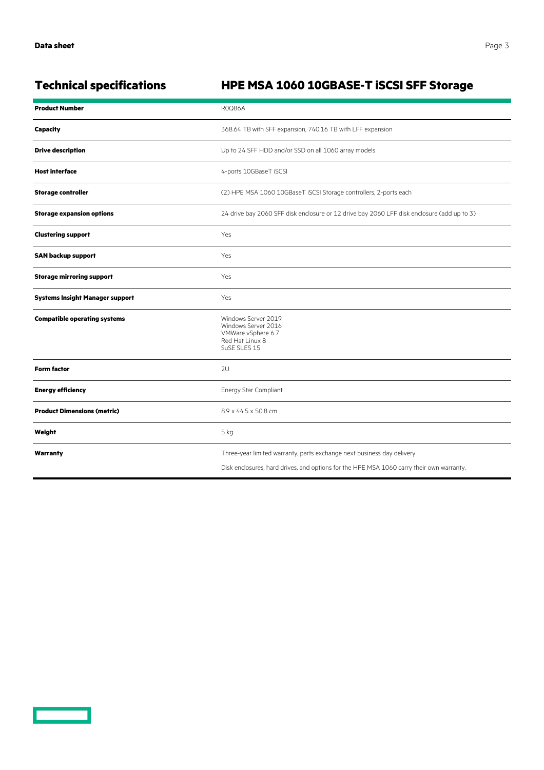## Technical specifications

## HPE MSA 1060 10GBASE-T iSCSI SFF Storage

| | |
|---|---|
| **Product Number** | R0Q86A |
| **Capacity** | 368.64 TB with SFF expansion, 740.16 TB with LFF expansion |
| **Drive description** | Up to 24 SFF HDD and/or SSD on all 1060 array models |
| **Host interface** | 4-ports 10GBaseT iSCSI |
| **Storage controller** | (2) HPE MSA 1060 10GBaseT iSCSI Storage controllers, 2-ports each |
| **Storage expansion options** | 24 drive bay 2060 SFF disk enclosure or 12 drive bay 2060 LFF disk enclosure (add up to 3) |
| **Clustering support** | Yes |
| **SAN backup support** | Yes |
| **Storage mirroring support** | Yes |
| **Systems Insight Manager support** | Yes |
| **Compatible operating systems** | Windows Server 2019<br>Windows Server 2016<br>VMWare vSphere 6.7<br>Red Hat Linux 8<br>SuSE SLES 15 |
| **Form factor** | 2U |
| **Energy efficiency** | Energy Star Compliant |
| **Product Dimensions (metric)** | 8.9 x 44.5 x 50.8 cm |
| **Weight** | 5 kg |
| **Warranty** | Three-year limited warranty, parts exchange next business day delivery.<br>Disk enclosures, hard drives, and options for the HPE MSA 1060 carry their own warranty. |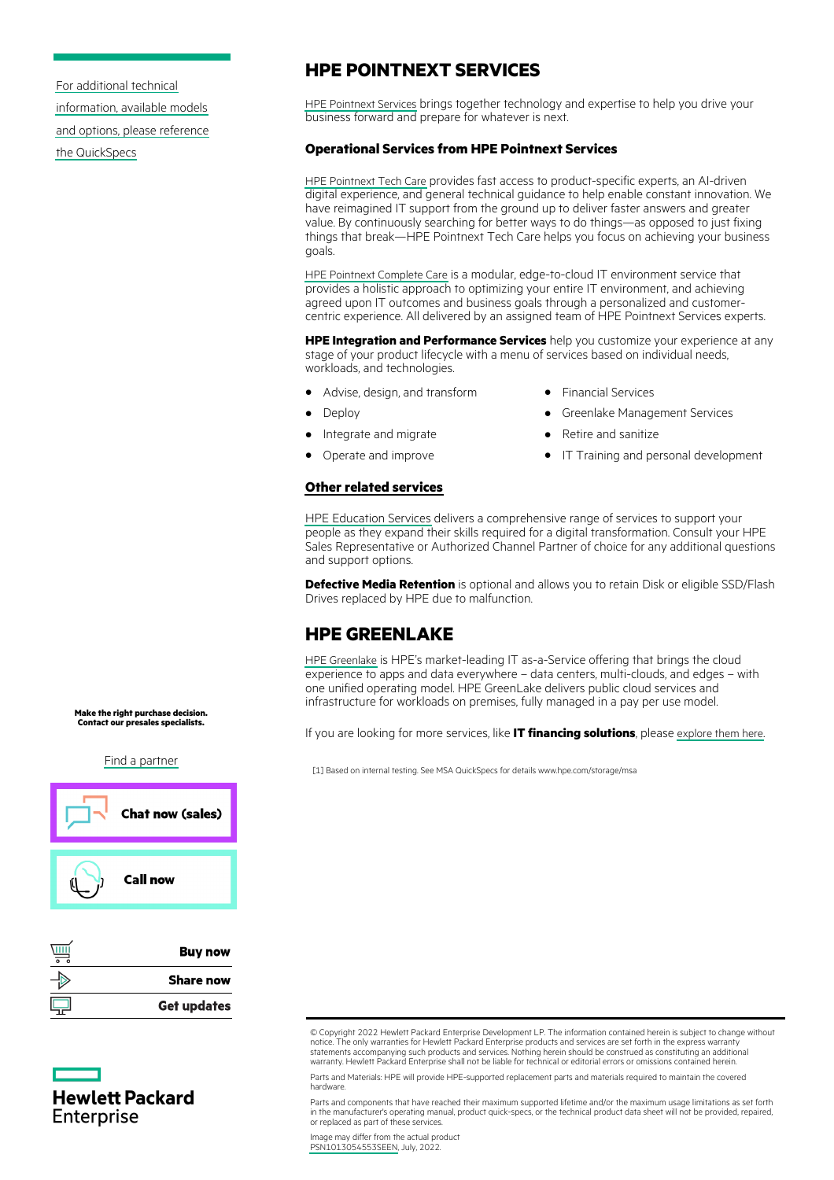For additional technical information, available models and options, please reference the QuickSpecs

## HPE POINTNEXT SERVICES

HPE Pointnext Services brings together technology and expertise to help you drive your business forward and prepare for whatever is next.

### Operational Services from HPE Pointnext Services

HPE Pointnext Tech Care provides fast access to product-specific experts, an AI-driven digital experience, and general technical guidance to help enable constant innovation. We have reimagined IT support from the ground up to deliver faster answers and greater value. By continuously searching for better ways to do things—as opposed to just fixing things that break—HPE Pointnext Tech Care helps you focus on achieving your business goals.

HPE Pointnext Complete Care is a modular, edge-to-cloud IT environment service that provides a holistic approach to optimizing your entire IT environment, and achieving agreed upon IT outcomes and business goals through a personalized and customer-centric experience. All delivered by an assigned team of HPE Pointnext Services experts.

**HPE Integration and Performance Services** help you customize your experience at any stage of your product lifecycle with a menu of services based on individual needs, workloads, and technologies.

- Advise, design, and transform
- Deploy
- Integrate and migrate
- Operate and improve
- Financial Services
- Greenlake Management Services
- Retire and sanitize
- IT Training and personal development

### Other related services

HPE Education Services delivers a comprehensive range of services to support your people as they expand their skills required for a digital transformation. Consult your HPE Sales Representative or Authorized Channel Partner of choice for any additional questions and support options.

**Defective Media Retention** is optional and allows you to retain Disk or eligible SSD/Flash Drives replaced by HPE due to malfunction.

## HPE GREENLAKE

HPE Greenlake is HPE's market-leading IT as-a-Service offering that brings the cloud experience to apps and data everywhere – data centers, multi-clouds, and edges – with one unified operating model. HPE GreenLake delivers public cloud services and infrastructure for workloads on premises, fully managed in a pay per use model.

If you are looking for more services, like **IT financing solutions**, please explore them here.

[1] Based on internal testing. See MSA QuickSpecs for details www.hpe.com/storage/msa

**Make the right purchase decision. Contact our presales specialists.**

Find a partner

Chat now (sales)

Call now

Buy now

Share now

Get updates

Hewlett Packard Enterprise

© Copyright 2022 Hewlett Packard Enterprise Development LP. The information contained herein is subject to change without notice. The only warranties for Hewlett Packard Enterprise products and services are set forth in the express warranty statements accompanying such products and services. Nothing herein should be construed as constituting an additional warranty. Hewlett Packard Enterprise shall not be liable for technical or editorial errors or omissions contained herein.

Parts and Materials: HPE will provide HPE-supported replacement parts and materials required to maintain the covered hardware.

Parts and components that have reached their maximum supported lifetime and/or the maximum usage limitations as set forth in the manufacturer's operating manual, product quick-specs, or the technical product data sheet will not be provided, repaired, or replaced as part of these services.

Image may differ from the actual product
PSN1013054553SEEN, July, 2022.